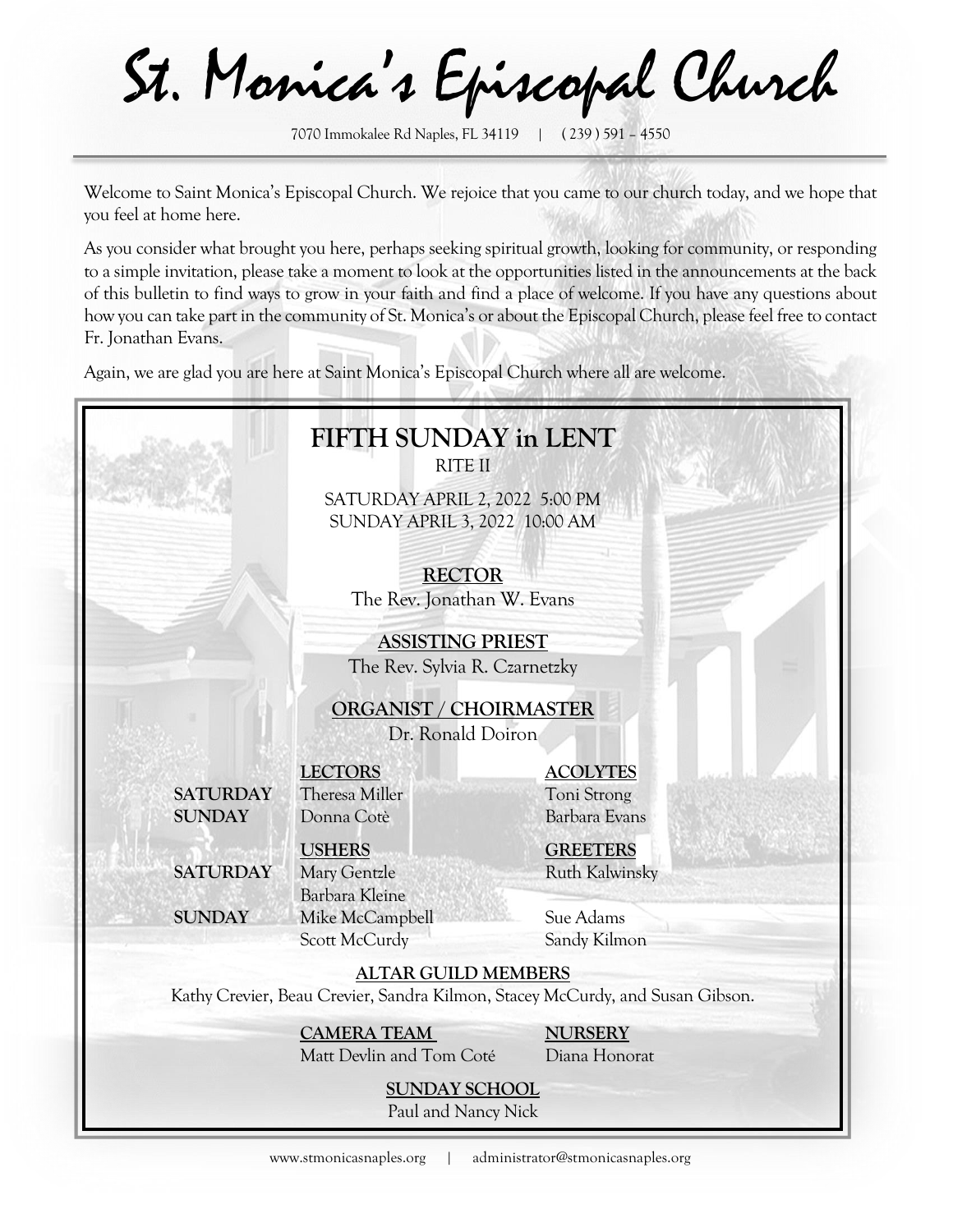# St. Monica's Episcopal Church

7070 Immokalee Rd Naples, FL 34119 | ( 239 ) 591 – 4550

Welcome to Saint Monica's Episcopal Church. We rejoice that you came to our church today, and we hope that you feel at home here.

As you consider what brought you here, perhaps seeking spiritual growth, looking for community, or responding to a simple invitation, please take a moment to look at the opportunities listed in the announcements at the back of this bulletin to find ways to grow in your faith and find a place of welcome. If you have any questions about how you can take part in the community of St. Monica's or about the Episcopal Church, please feel free to contact Fr. Jonathan Evans.

Again, we are glad you are here at Saint Monica's Episcopal Church where all are welcome.

## FIFTH SUNDAY in LENT

RITE II

SATURDAY APRIL 2, 2022 5:00 PM
SUNDAY APRIL 3, 2022 10:00 AM

**RECTOR**
The Rev. Jonathan W. Evans

**ASSISTING PRIEST**
The Rev. Sylvia R. Czarnetzky

**ORGANIST / CHOIRMASTER**
Dr. Ronald Doiron

| | LECTORS | ACOLYTES |
|---|---|---|
| **SATURDAY** | Theresa Miller | Toni Strong |
| **SUNDAY** | Donna Cotè | Barbara Evans |

| | USHERS | GREETERS |
|---|---|---|
| **SATURDAY** | Mary Gentzle<br>Barbara Kleine | Ruth Kalwinsky |
| **SUNDAY** | Mike McCampbell<br>Scott McCurdy | Sue Adams<br>Sandy Kilmon |

**ALTAR GUILD MEMBERS**
Kathy Crevier, Beau Crevier, Sandra Kilmon, Stacey McCurdy, and Susan Gibson.

**CAMERA TEAM**
Matt Devlin and Tom Coté

**NURSERY**
Diana Honorat

**SUNDAY SCHOOL**
Paul and Nancy Nick

www.stmonicasnaples.org | administrator@stmonicasnaples.org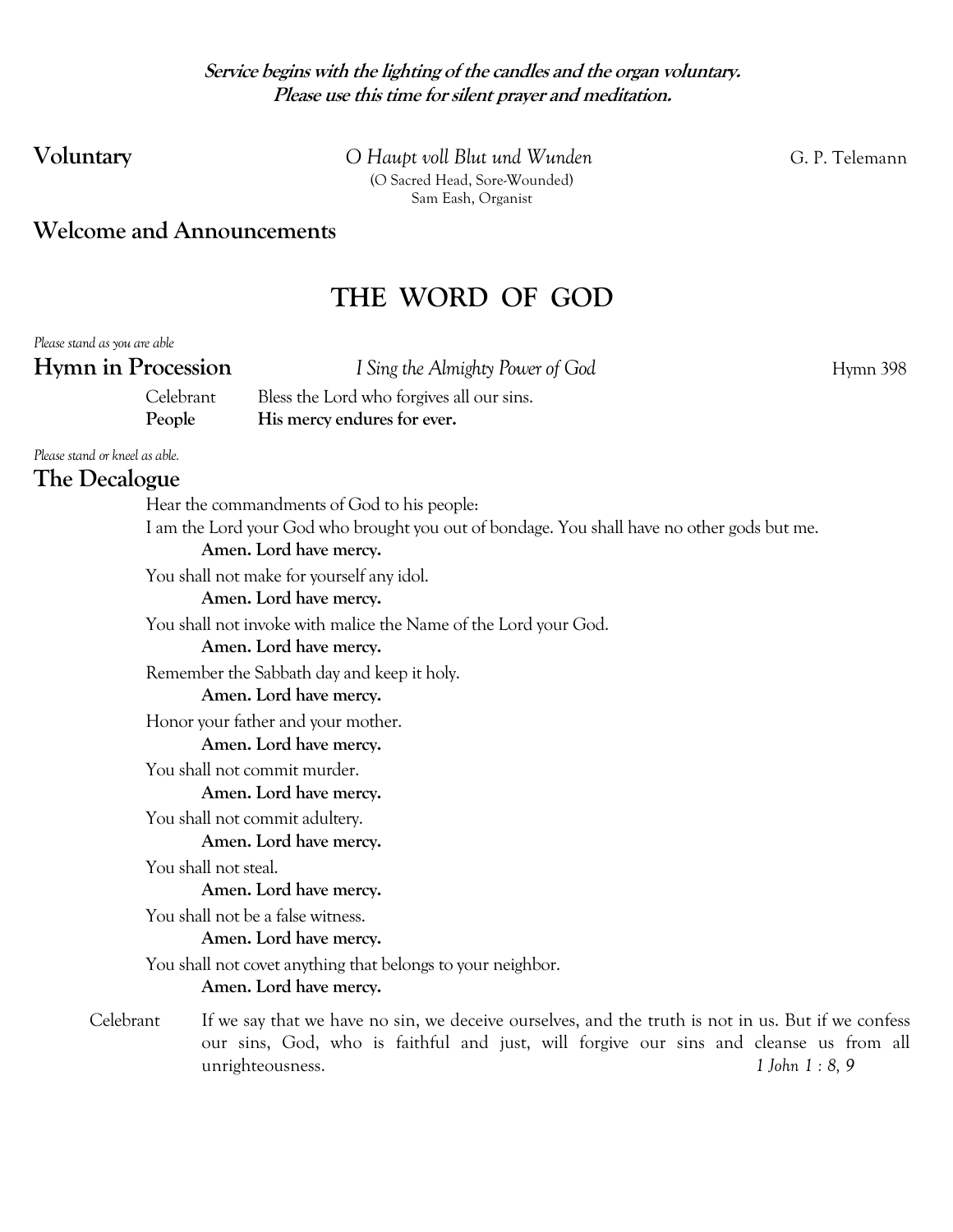**_Service begins with the lighting of the candles and the organ voluntary._**
**_Please use this time for silent prayer and meditation._**

**Voluntary** *O Haupt voll Blut und Wunden* G. P. Telemann
(O Sacred Head, Sore-Wounded)
Sam Eash, Organist

## Welcome and Announcements

# THE WORD OF GOD

*Please stand as you are able*

## Hymn in Procession

*I Sing the Almighty Power of God* Hymn 398

Celebrant Bless the Lord who forgives all our sins.
**People His mercy endures for ever.**

*Please stand or kneel as able.*

## The Decalogue

Hear the commandments of God to his people:
I am the Lord your God who brought you out of bondage. You shall have no other gods but me.
**Amen. Lord have mercy.**

You shall not make for yourself any idol.
**Amen. Lord have mercy.**

You shall not invoke with malice the Name of the Lord your God.
**Amen. Lord have mercy.**

Remember the Sabbath day and keep it holy.
**Amen. Lord have mercy.**

Honor your father and your mother.
**Amen. Lord have mercy.**

You shall not commit murder.
**Amen. Lord have mercy.**

You shall not commit adultery.
**Amen. Lord have mercy.**

You shall not steal.
**Amen. Lord have mercy.**

You shall not be a false witness.
**Amen. Lord have mercy.**

You shall not covet anything that belongs to your neighbor.
**Amen. Lord have mercy.**

Celebrant If we say that we have no sin, we deceive ourselves, and the truth is not in us. But if we confess our sins, God, who is faithful and just, will forgive our sins and cleanse us from all unrighteousness. *1 John 1 : 8, 9*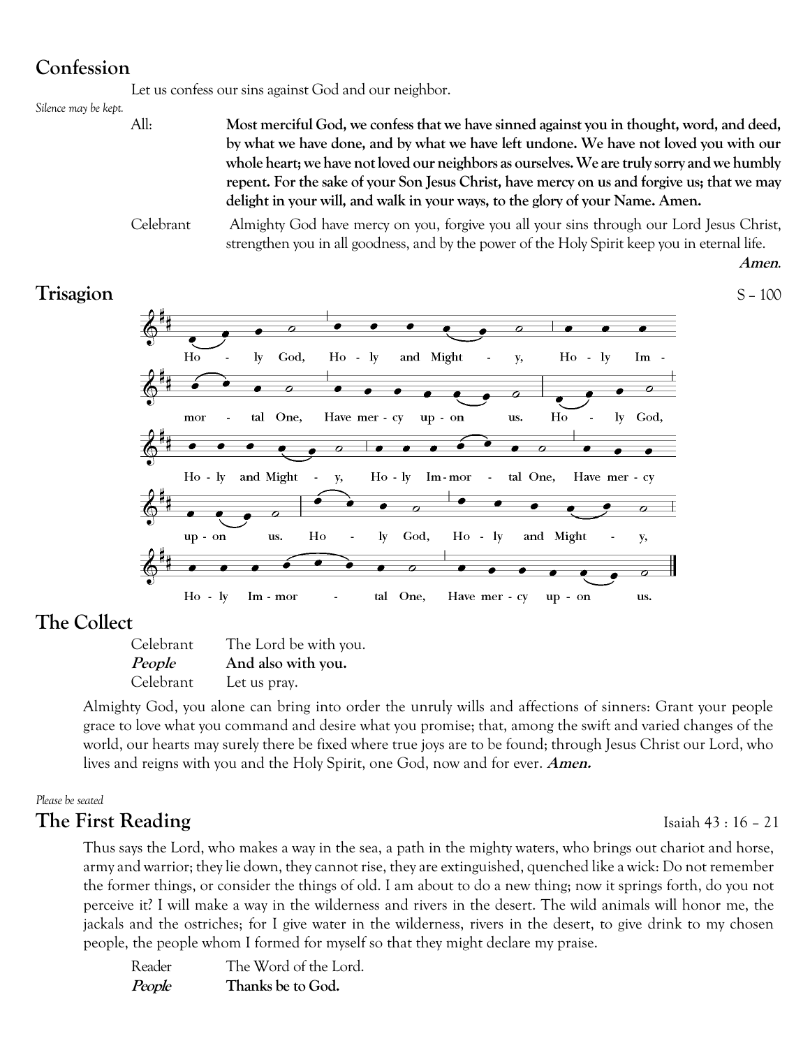## Confession

Let us confess our sins against God and our neighbor.

*Silence may be kept.*

All: **Most merciful God, we confess that we have sinned against you in thought, word, and deed, by what we have done, and by what we have left undone. We have not loved you with our whole heart; we have not loved our neighbors as ourselves. We are truly sorry and we humbly repent. For the sake of your Son Jesus Christ, have mercy on us and forgive us; that we may delight in your will, and walk in your ways, to the glory of your Name. Amen.**

Celebrant: Almighty God have mercy on you, forgive you all your sins through our Lord Jesus Christ, strengthen you in all goodness, and by the power of the Holy Spirit keep you in eternal life. ***Amen*.**

## Trisagion

S – 100

Holy God, Holy and Mighty, Holy Immortal One, Have mercy upon us. Holy God, Holy and Mighty, Holy Immortal One, Have mercy upon us. Holy God, Holy and Mighty, Holy Immortal One, Have mercy upon us.

## The Collect

Celebrant: The Lord be with you.
***People*: And also with you.**
Celebrant: Let us pray.

Almighty God, you alone can bring into order the unruly wills and affections of sinners: Grant your people grace to love what you command and desire what you promise; that, among the swift and varied changes of the world, our hearts may surely there be fixed where true joys are to be found; through Jesus Christ our Lord, who lives and reigns with you and the Holy Spirit, one God, now and for ever. ***Amen.***

*Please be seated*

## The First Reading

Isaiah 43 : 16 – 21

Thus says the Lord, who makes a way in the sea, a path in the mighty waters, who brings out chariot and horse, army and warrior; they lie down, they cannot rise, they are extinguished, quenched like a wick: Do not remember the former things, or consider the things of old. I am about to do a new thing; now it springs forth, do you not perceive it? I will make a way in the wilderness and rivers in the desert. The wild animals will honor me, the jackals and the ostriches; for I give water in the wilderness, rivers in the desert, to give drink to my chosen people, the people whom I formed for myself so that they might declare my praise.

Reader: The Word of the Lord.
***People*: Thanks be to God.**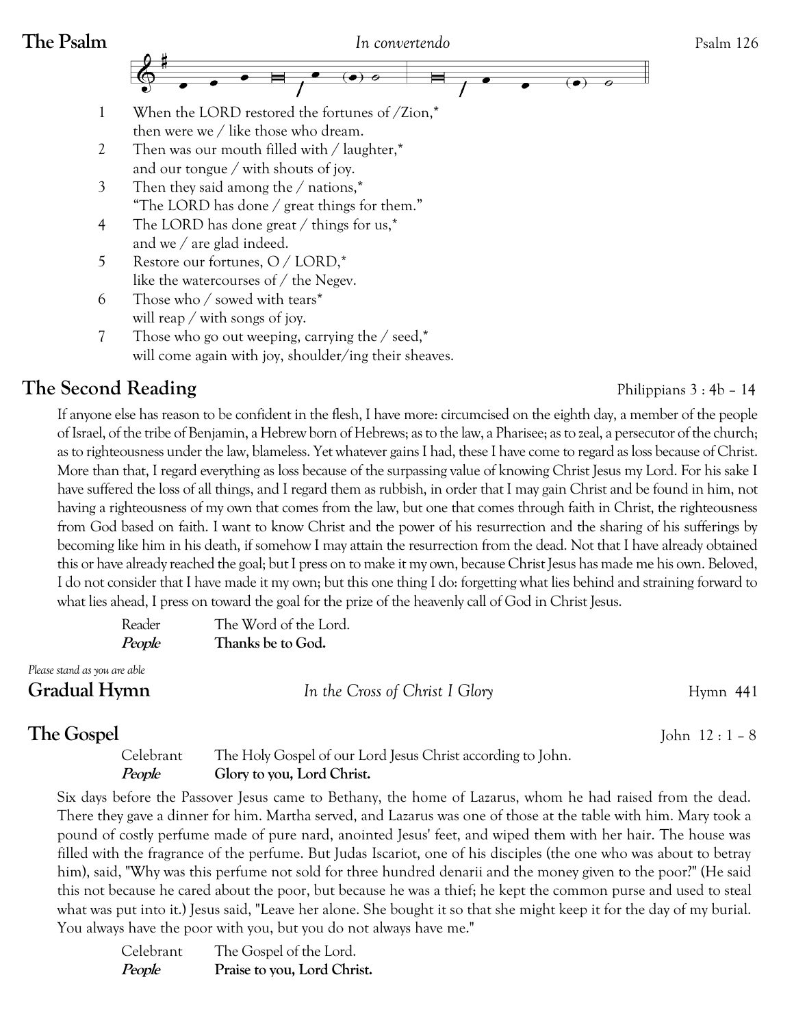## The Psalm

*In convertendo* — Psalm 126

1. When the LORD restored the fortunes of /Zion,*
   then were we / like those who dream.
2. Then was our mouth filled with / laughter,*
   and our tongue / with shouts of joy.
3. Then they said among the / nations,*
   "The LORD has done / great things for them."
4. The LORD has done great / things for us,*
   and we / are glad indeed.
5. Restore our fortunes, O / LORD,*
   like the watercourses of / the Negev.
6. Those who / sowed with tears*
   will reap / with songs of joy.
7. Those who go out weeping, carrying the / seed,*
   will come again with joy, shoulder/ing their sheaves.

## The Second Reading

Philippians 3 : 4b – 14

If anyone else has reason to be confident in the flesh, I have more: circumcised on the eighth day, a member of the people of Israel, of the tribe of Benjamin, a Hebrew born of Hebrews; as to the law, a Pharisee; as to zeal, a persecutor of the church; as to righteousness under the law, blameless. Yet whatever gains I had, these I have come to regard as loss because of Christ. More than that, I regard everything as loss because of the surpassing value of knowing Christ Jesus my Lord. For his sake I have suffered the loss of all things, and I regard them as rubbish, in order that I may gain Christ and be found in him, not having a righteousness of my own that comes from the law, but one that comes through faith in Christ, the righteousness from God based on faith. I want to know Christ and the power of his resurrection and the sharing of his sufferings by becoming like him in his death, if somehow I may attain the resurrection from the dead. Not that I have already obtained this or have already reached the goal; but I press on to make it my own, because Christ Jesus has made me his own. Beloved, I do not consider that I have made it my own; but this one thing I do: forgetting what lies behind and straining forward to what lies ahead, I press on toward the goal for the prize of the heavenly call of God in Christ Jesus.

Reader The Word of the Lord.
***People*** **Thanks be to God.**

*Please stand as you are able*

## Gradual Hymn

*In the Cross of Christ I Glory* — Hymn 441

## The Gospel

John 12 : 1 – 8

Celebrant The Holy Gospel of our Lord Jesus Christ according to John.
***People*** **Glory to you, Lord Christ.**

Six days before the Passover Jesus came to Bethany, the home of Lazarus, whom he had raised from the dead. There they gave a dinner for him. Martha served, and Lazarus was one of those at the table with him. Mary took a pound of costly perfume made of pure nard, anointed Jesus' feet, and wiped them with her hair. The house was filled with the fragrance of the perfume. But Judas Iscariot, one of his disciples (the one who was about to betray him), said, "Why was this perfume not sold for three hundred denarii and the money given to the poor?" (He said this not because he cared about the poor, but because he was a thief; he kept the common purse and used to steal what was put into it.) Jesus said, "Leave her alone. She bought it so that she might keep it for the day of my burial. You always have the poor with you, but you do not always have me."

Celebrant The Gospel of the Lord.
***People*** **Praise to you, Lord Christ.**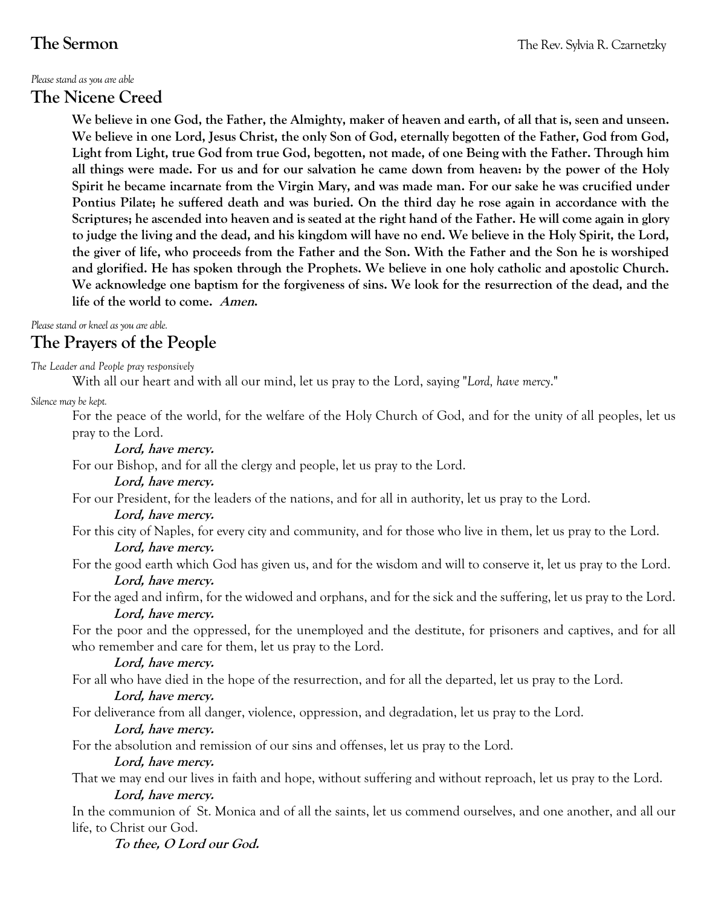## The Sermon

The Rev. Sylvia R. Czarnetzky

*Please stand as you are able*

## The Nicene Creed

**We believe in one God, the Father, the Almighty, maker of heaven and earth, of all that is, seen and unseen. We believe in one Lord, Jesus Christ, the only Son of God, eternally begotten of the Father, God from God, Light from Light, true God from true God, begotten, not made, of one Being with the Father. Through him all things were made. For us and for our salvation he came down from heaven: by the power of the Holy Spirit he became incarnate from the Virgin Mary, and was made man. For our sake he was crucified under Pontius Pilate; he suffered death and was buried. On the third day he rose again in accordance with the Scriptures; he ascended into heaven and is seated at the right hand of the Father. He will come again in glory to judge the living and the dead, and his kingdom will have no end. We believe in the Holy Spirit, the Lord, the giver of life, who proceeds from the Father and the Son. With the Father and the Son he is worshiped and glorified. He has spoken through the Prophets. We believe in one holy catholic and apostolic Church. We acknowledge one baptism for the forgiveness of sins. We look for the resurrection of the dead, and the life of the world to come. *Amen.***

*Please stand or kneel as you are able.*

## The Prayers of the People

*The Leader and People pray responsively*

With all our heart and with all our mind, let us pray to the Lord, saying "*Lord, have mercy*."

*Silence may be kept.*

For the peace of the world, for the welfare of the Holy Church of God, and for the unity of all peoples, let us pray to the Lord.

***Lord, have mercy.***

For our Bishop, and for all the clergy and people, let us pray to the Lord.

***Lord, have mercy.***

For our President, for the leaders of the nations, and for all in authority, let us pray to the Lord.

***Lord, have mercy.***

For this city of Naples, for every city and community, and for those who live in them, let us pray to the Lord.

***Lord, have mercy.***

For the good earth which God has given us, and for the wisdom and will to conserve it, let us pray to the Lord.

***Lord, have mercy.***

For the aged and infirm, for the widowed and orphans, and for the sick and the suffering, let us pray to the Lord.

***Lord, have mercy.***

For the poor and the oppressed, for the unemployed and the destitute, for prisoners and captives, and for all who remember and care for them, let us pray to the Lord.

***Lord, have mercy.***

For all who have died in the hope of the resurrection, and for all the departed, let us pray to the Lord.

***Lord, have mercy.***

For deliverance from all danger, violence, oppression, and degradation, let us pray to the Lord.

***Lord, have mercy.***

For the absolution and remission of our sins and offenses, let us pray to the Lord.

***Lord, have mercy.***

That we may end our lives in faith and hope, without suffering and without reproach, let us pray to the Lord.

***Lord, have mercy.***

In the communion of St. Monica and of all the saints, let us commend ourselves, and one another, and all our life, to Christ our God.

***To thee, O Lord our God.***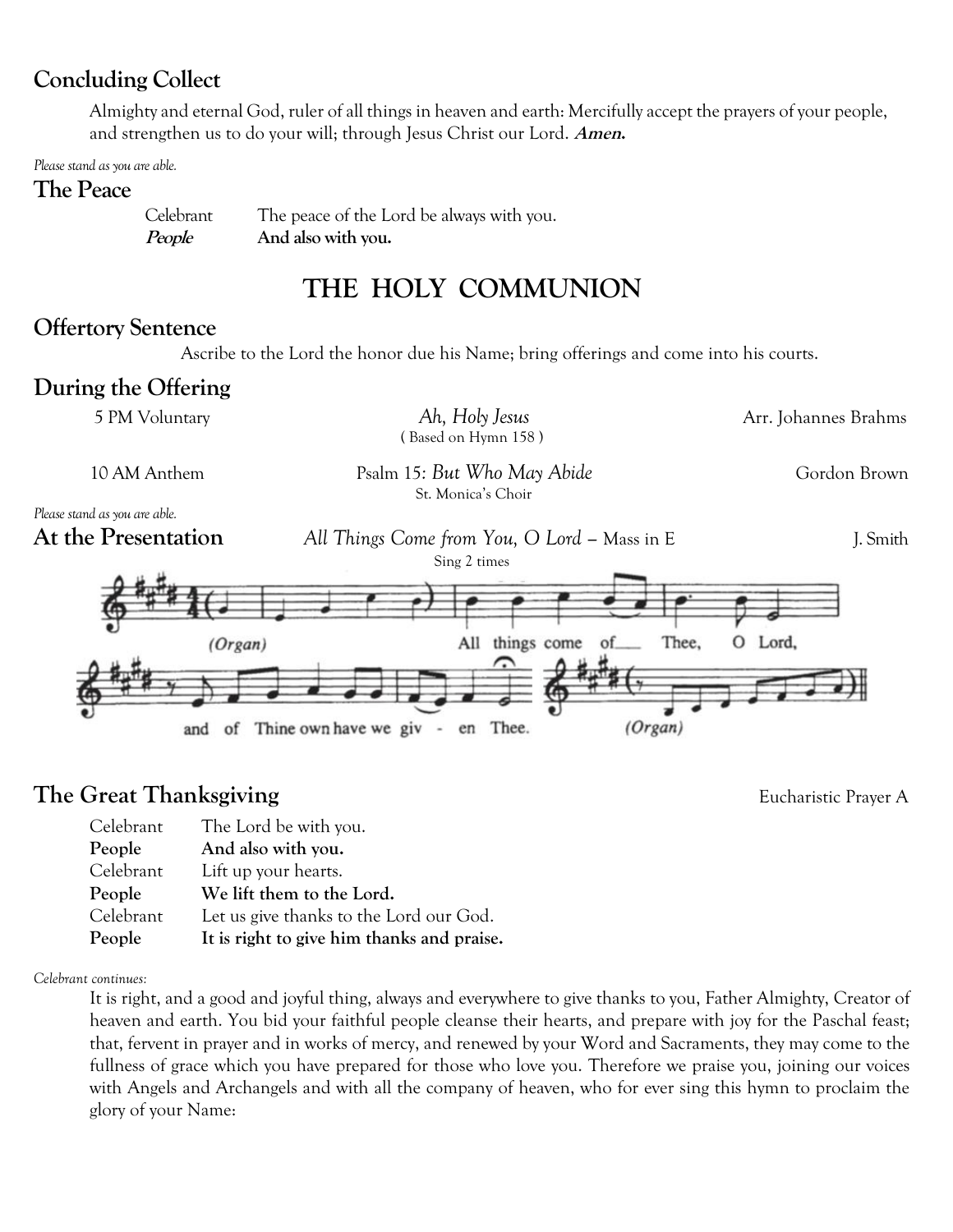## Concluding Collect

Almighty and eternal God, ruler of all things in heaven and earth: Mercifully accept the prayers of your people, and strengthen us to do your will; through Jesus Christ our Lord. ***Amen.***

*Please stand as you are able.*

## The Peace

Celebrant The peace of the Lord be always with you.
***People*** **And also with you.**

# THE HOLY COMMUNION

## Offertory Sentence

Ascribe to the Lord the honor due his Name; bring offerings and come into his courts.

## During the Offering

5 PM Voluntary *Ah, Holy Jesus* Arr. Johannes Brahms
( Based on Hymn 158 )

10 AM Anthem Psalm 15: *But Who May Abide* Gordon Brown
St. Monica's Choir

*Please stand as you are able.*

## At the Presentation

*All Things Come from You, O Lord* – Mass in E J. Smith
Sing 2 times

(Organ) All things come of Thee, O Lord, and of Thine own have we giv - en Thee. (Organ)

## The Great Thanksgiving

Eucharistic Prayer A

Celebrant The Lord be with you.
**People And also with you.**
Celebrant Lift up your hearts.
**People We lift them to the Lord.**
Celebrant Let us give thanks to the Lord our God.
**People It is right to give him thanks and praise.**

*Celebrant continues:*

It is right, and a good and joyful thing, always and everywhere to give thanks to you, Father Almighty, Creator of heaven and earth. You bid your faithful people cleanse their hearts, and prepare with joy for the Paschal feast; that, fervent in prayer and in works of mercy, and renewed by your Word and Sacraments, they may come to the fullness of grace which you have prepared for those who love you. Therefore we praise you, joining our voices with Angels and Archangels and with all the company of heaven, who for ever sing this hymn to proclaim the glory of your Name: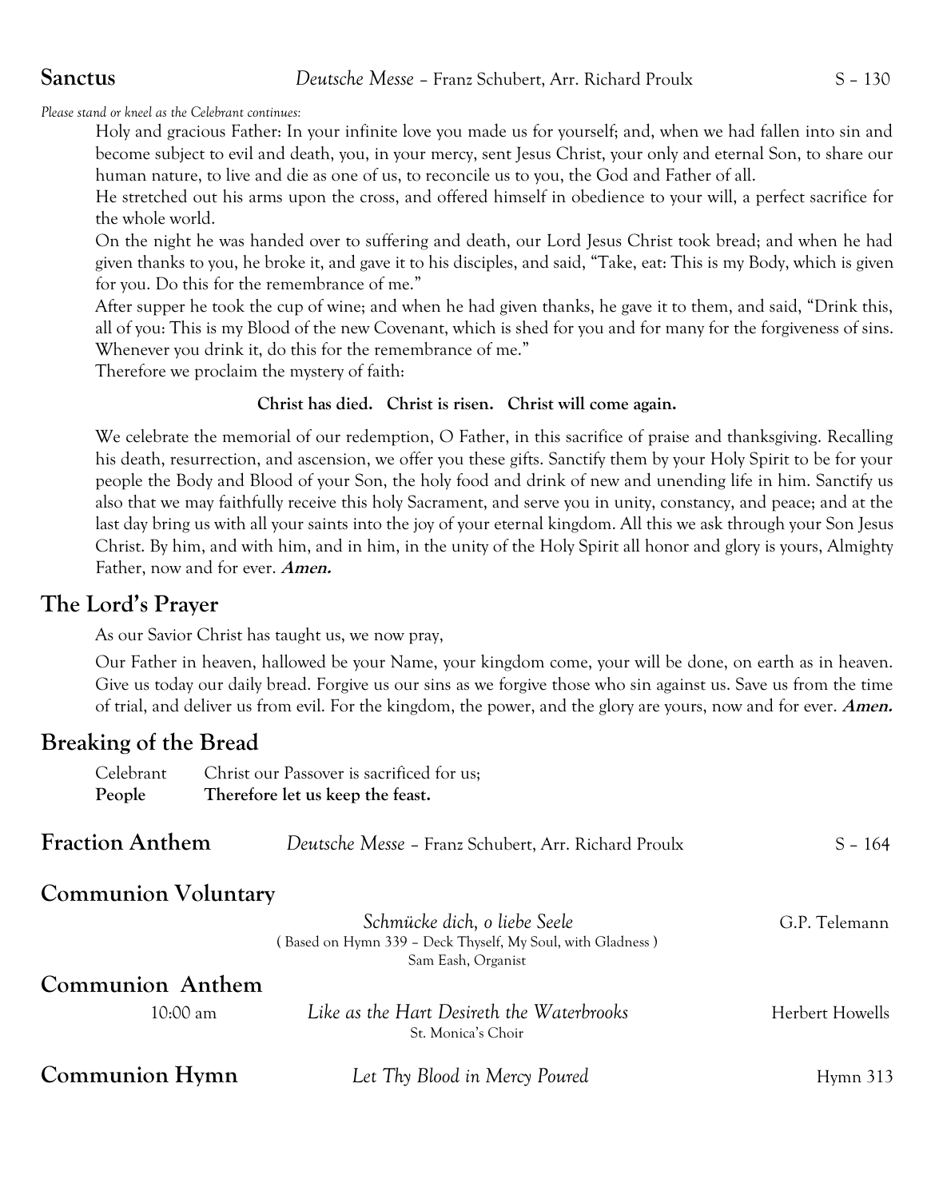## Sanctus

*Deutsche Messe* – Franz Schubert, Arr. Richard Proulx S – 130

*Please stand or kneel as the Celebrant continues:*

Holy and gracious Father: In your infinite love you made us for yourself; and, when we had fallen into sin and become subject to evil and death, you, in your mercy, sent Jesus Christ, your only and eternal Son, to share our human nature, to live and die as one of us, to reconcile us to you, the God and Father of all.

He stretched out his arms upon the cross, and offered himself in obedience to your will, a perfect sacrifice for the whole world.

On the night he was handed over to suffering and death, our Lord Jesus Christ took bread; and when he had given thanks to you, he broke it, and gave it to his disciples, and said, "Take, eat: This is my Body, which is given for you. Do this for the remembrance of me."

After supper he took the cup of wine; and when he had given thanks, he gave it to them, and said, "Drink this, all of you: This is my Blood of the new Covenant, which is shed for you and for many for the forgiveness of sins. Whenever you drink it, do this for the remembrance of me."

Therefore we proclaim the mystery of faith:

**Christ has died. Christ is risen. Christ will come again.**

We celebrate the memorial of our redemption, O Father, in this sacrifice of praise and thanksgiving. Recalling his death, resurrection, and ascension, we offer you these gifts. Sanctify them by your Holy Spirit to be for your people the Body and Blood of your Son, the holy food and drink of new and unending life in him. Sanctify us also that we may faithfully receive this holy Sacrament, and serve you in unity, constancy, and peace; and at the last day bring us with all your saints into the joy of your eternal kingdom. All this we ask through your Son Jesus Christ. By him, and with him, and in him, in the unity of the Holy Spirit all honor and glory is yours, Almighty Father, now and for ever. ***Amen.***

## The Lord's Prayer

As our Savior Christ has taught us, we now pray,

Our Father in heaven, hallowed be your Name, your kingdom come, your will be done, on earth as in heaven. Give us today our daily bread. Forgive us our sins as we forgive those who sin against us. Save us from the time of trial, and deliver us from evil. For the kingdom, the power, and the glory are yours, now and for ever. ***Amen.***

## Breaking of the Bread

Celebrant Christ our Passover is sacrificed for us;
**People Therefore let us keep the feast.**

## Fraction Anthem

*Deutsche Messe* – Franz Schubert, Arr. Richard Proulx S – 164

## Communion Voluntary

*Schmücke dich, o liebe Seele* G.P. Telemann
( Based on Hymn 339 – Deck Thyself, My Soul, with Gladness )
Sam Eash, Organist

## Communion Anthem

10:00 am *Like as the Hart Desireth the Waterbrooks* Herbert Howells
St. Monica's Choir

## Communion Hymn

*Let Thy Blood in Mercy Poured* Hymn 313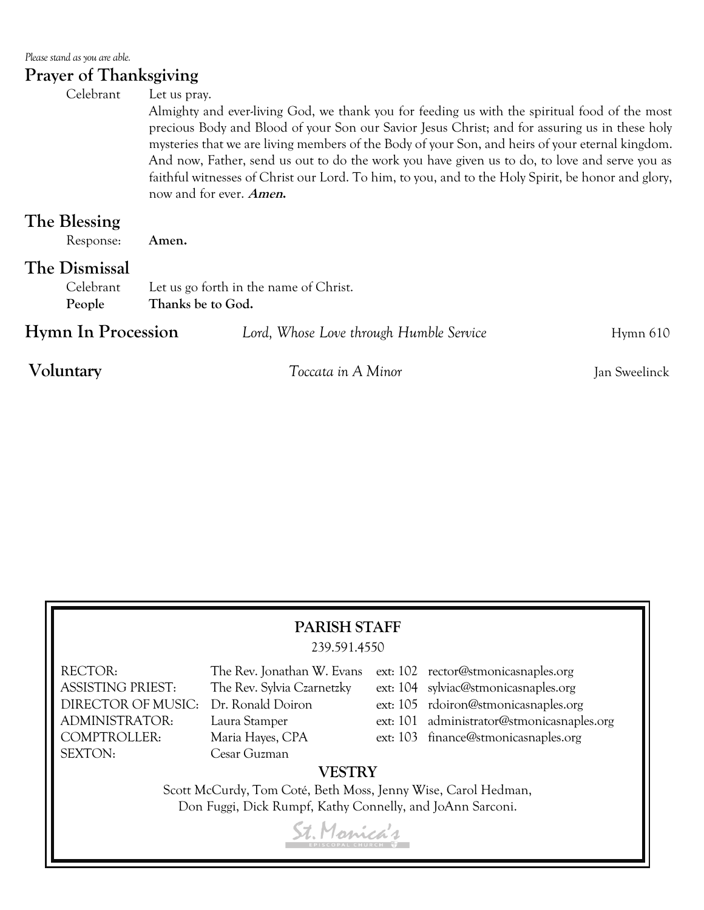*Please stand as you are able.*

## Prayer of Thanksgiving

Celebrant Let us pray.

Almighty and ever-living God, we thank you for feeding us with the spiritual food of the most precious Body and Blood of your Son our Savior Jesus Christ; and for assuring us in these holy mysteries that we are living members of the Body of your Son, and heirs of your eternal kingdom. And now, Father, send us out to do the work you have given us to do, to love and serve you as faithful witnesses of Christ our Lord. To him, to you, and to the Holy Spirit, be honor and glory, now and for ever. ***Amen.***

## The Blessing

Response: **Amen.**

## The Dismissal

Celebrant Let us go forth in the name of Christ.

**People Thanks be to God.**

## Hymn In Procession

*Lord, Whose Love through Humble Service* — Hymn 610

## Voluntary

*Toccata in A Minor* — Jan Sweelinck

**PARISH STAFF**

239.591.4550

| | | | |
|---|---|---|---|
| RECTOR: | The Rev. Jonathan W. Evans | ext: 102 | rector@stmonicasnaples.org |
| ASSISTING PRIEST: | The Rev. Sylvia Czarnetzky | ext: 104 | sylviac@stmonicasnaples.org |
| DIRECTOR OF MUSIC: | Dr. Ronald Doiron | ext: 105 | rdoiron@stmonicasnaples.org |
| ADMINISTRATOR: | Laura Stamper | ext: 101 | administrator@stmonicasnaples.org |
| COMPTROLLER: | Maria Hayes, CPA | ext: 103 | finance@stmonicasnaples.org |
| SEXTON: | Cesar Guzman | | |

**VESTRY**

Scott McCurdy, Tom Coté, Beth Moss, Jenny Wise, Carol Hedman, Don Fuggi, Dick Rumpf, Kathy Connelly, and JoAnn Sarconi.

St. Monica's Episcopal Church